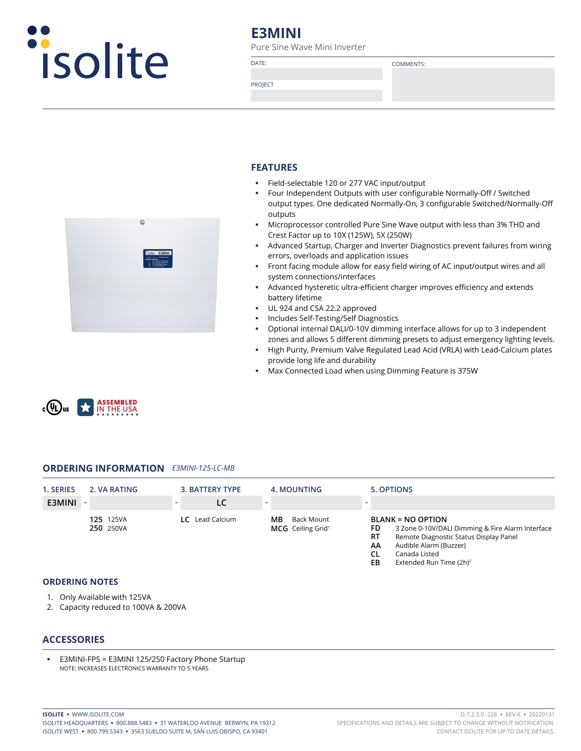# E3MINI

Pure Sine Wave Mini Inverter

| DATE: | COMMENTS: |
|---|---|
| PROJECT | |

## FEATURES

- Field-selectable 120 or 277 VAC input/output
- Four Independent Outputs with user configurable Normally-Off / Switched output types. One dedicated Normally-On, 3 configurable Switched/Normally-Off outputs
- Microprocessor controlled Pure Sine Wave output with less than 3% THD and Crest Factor up to 10X (125W), 5X (250W)
- Advanced Startup, Charger and Inverter Diagnostics prevent failures from wiring errors, overloads and application issues
- Front facing module allow for easy field wiring of AC input/output wires and all system connections/interfaces
- Advanced hysteretic ultra-efficient charger improves efficiency and extends battery lifetime
- UL 924 and CSA 22.2 approved
- Includes Self-Testing/Self Diagnostics
- Optional internal DALI/0-10V dimming interface allows for up to 3 independent zones and allows 5 different dimming presets to adjust emergency lighting levels.
- High Purity, Premium Valve Regulated Lead Acid (VRLA) with Lead-Calcium plates provide long life and durability
- Max Connected Load when using Dimming Feature is 375W

ASSEMBLED IN THE USA

## ORDERING INFORMATION *E3MINI-125-LC-MB*

| 1. SERIES | 2. VA RATING | 3. BATTERY TYPE | 4. MOUNTING | 5. OPTIONS |
|---|---|---|---|---|
| **E3MINI** | | **LC** | | |
| | **125** 125VA | **LC** Lead Calcium | **MB** Back Mount | **BLANK = NO OPTION** |
| | **250** 250VA | | **MCG** Ceiling Grid[1] | **FD** 3 Zone 0-10V/DALI Dimming & Fire Alarm Interface |
| | | | | **RT** Remote Diagnostic Status Display Panel |
| | | | | **AA** Audible Alarm (Buzzer) |
| | | | | **CL** Canada Listed |
| | | | | **EB** Extended Run Time (2h)[2] |

## ORDERING NOTES

1. Only Available with 125VA
2. Capacity reduced to 100VA & 200VA

## ACCESSORIES

- E3MINI-FPS = E3MINI 125/250 Factory Phone Startup
  NOTE: INCREASES ELECTRONICS WARRANTY TO 5 YEARS

**ISOLITE** ▪ WWW.ISOLITE.COM
ISOLITE HEADQUARTERS ▪ 800.888.5483 ▪ 31 WATERLOO AVENUE BERWYN, PA 19312
ISOLITE WEST ▪ 800.799.5343 ▪ 3563 SUELDO SUITE M, SAN LUIS OBISPO, CA 93401

D-7.2.3.0.-228 ▪ REV-6 ▪ 20220131
SPECIFICATIONS AND DETAILS ARE SUBJECT TO CHANGE WITHOUT NOTIFICATION.
CONTACT ISOLITE FOR UP TO DATE DETAILS.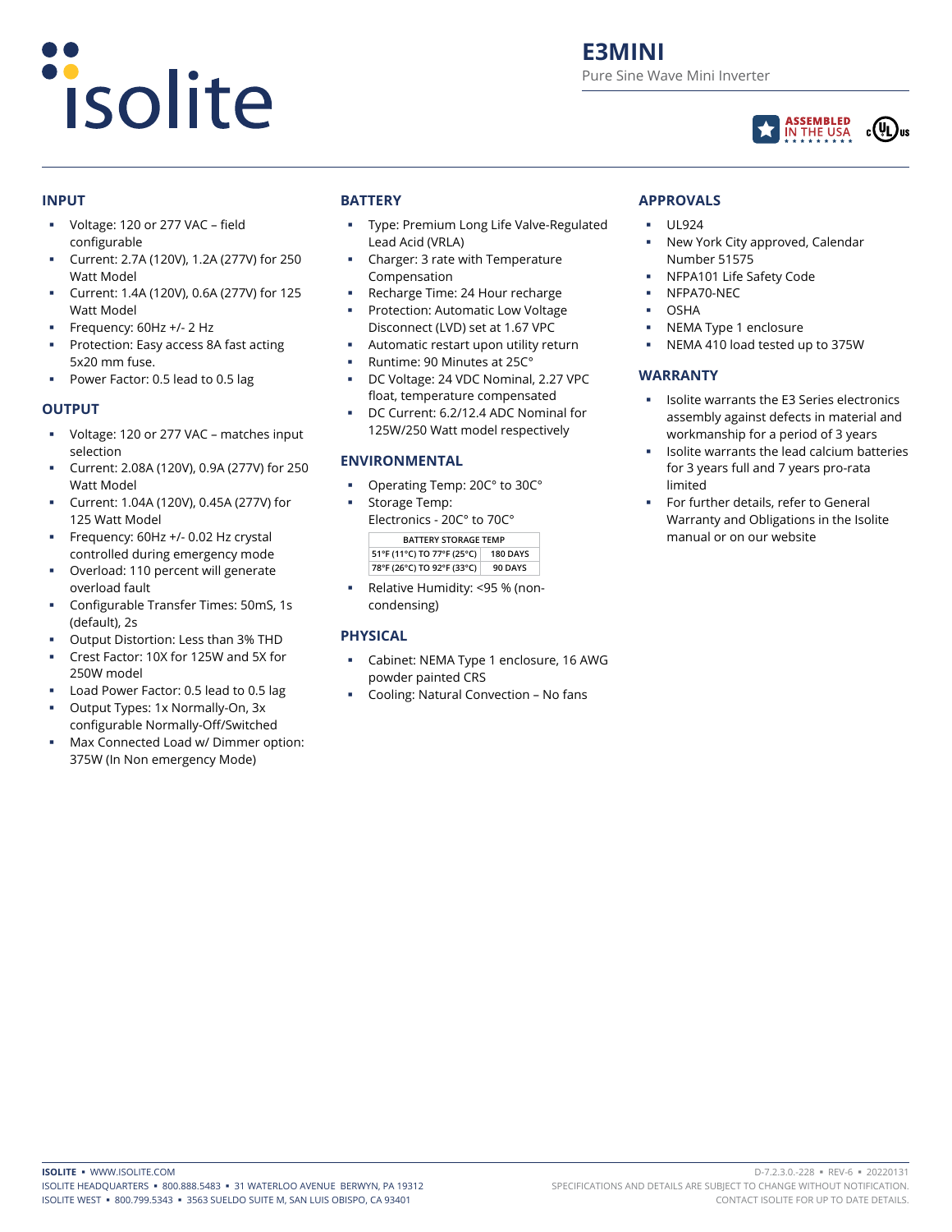# E3MINI

Pure Sine Wave Mini Inverter

ASSEMBLED IN THE USA

## INPUT

- Voltage: 120 or 277 VAC – field configurable
- Current: 2.7A (120V), 1.2A (277V) for 250 Watt Model
- Current: 1.4A (120V), 0.6A (277V) for 125 Watt Model
- Frequency: 60Hz +/- 2 Hz
- Protection: Easy access 8A fast acting 5x20 mm fuse.
- Power Factor: 0.5 lead to 0.5 lag

## OUTPUT

- Voltage: 120 or 277 VAC – matches input selection
- Current: 2.08A (120V), 0.9A (277V) for 250 Watt Model
- Current: 1.04A (120V), 0.45A (277V) for 125 Watt Model
- Frequency: 60Hz +/- 0.02 Hz crystal controlled during emergency mode
- Overload: 110 percent will generate overload fault
- Configurable Transfer Times: 50mS, 1s (default), 2s
- Output Distortion: Less than 3% THD
- Crest Factor: 10X for 125W and 5X for 250W model
- Load Power Factor: 0.5 lead to 0.5 lag
- Output Types: 1x Normally-On, 3x configurable Normally-Off/Switched
- Max Connected Load w/ Dimmer option: 375W (In Non emergency Mode)

## BATTERY

- Type: Premium Long Life Valve-Regulated Lead Acid (VRLA)
- Charger: 3 rate with Temperature Compensation
- Recharge Time: 24 Hour recharge
- Protection: Automatic Low Voltage Disconnect (LVD) set at 1.67 VPC
- Automatic restart upon utility return
- Runtime: 90 Minutes at 25C°
- DC Voltage: 24 VDC Nominal, 2.27 VPC float, temperature compensated
- DC Current: 6.2/12.4 ADC Nominal for 125W/250 Watt model respectively

## ENVIRONMENTAL

- Operating Temp: 20C° to 30C°
- Storage Temp:
  Electronics - 20C° to 70C°

| BATTERY STORAGE TEMP | |
|---|---|
| 51°F (11°C) TO 77°F (25°C) | 180 DAYS |
| 78°F (26°C) TO 92°F (33°C) | 90 DAYS |

- Relative Humidity: <95 % (non-condensing)

## PHYSICAL

- Cabinet: NEMA Type 1 enclosure, 16 AWG powder painted CRS
- Cooling: Natural Convection – No fans

## APPROVALS

- UL924
- New York City approved, Calendar Number 51575
- NFPA101 Life Safety Code
- NFPA70-NEC
- OSHA
- NEMA Type 1 enclosure
- NEMA 410 load tested up to 375W

## WARRANTY

- Isolite warrants the E3 Series electronics assembly against defects in material and workmanship for a period of 3 years
- Isolite warrants the lead calcium batteries for 3 years full and 7 years pro-rata limited
- For further details, refer to General Warranty and Obligations in the Isolite manual or on our website

**ISOLITE** ▪ WWW.ISOLITE.COM
ISOLITE HEADQUARTERS ▪ 800.888.5483 ▪ 31 WATERLOO AVENUE BERWYN, PA 19312
ISOLITE WEST ▪ 800.799.5343 ▪ 3563 SUELDO SUITE M, SAN LUIS OBISPO, CA 93401

D-7.2.3.0.-228 ▪ REV-6 ▪ 20220131
SPECIFICATIONS AND DETAILS ARE SUBJECT TO CHANGE WITHOUT NOTIFICATION.
CONTACT ISOLITE FOR UP TO DATE DETAILS.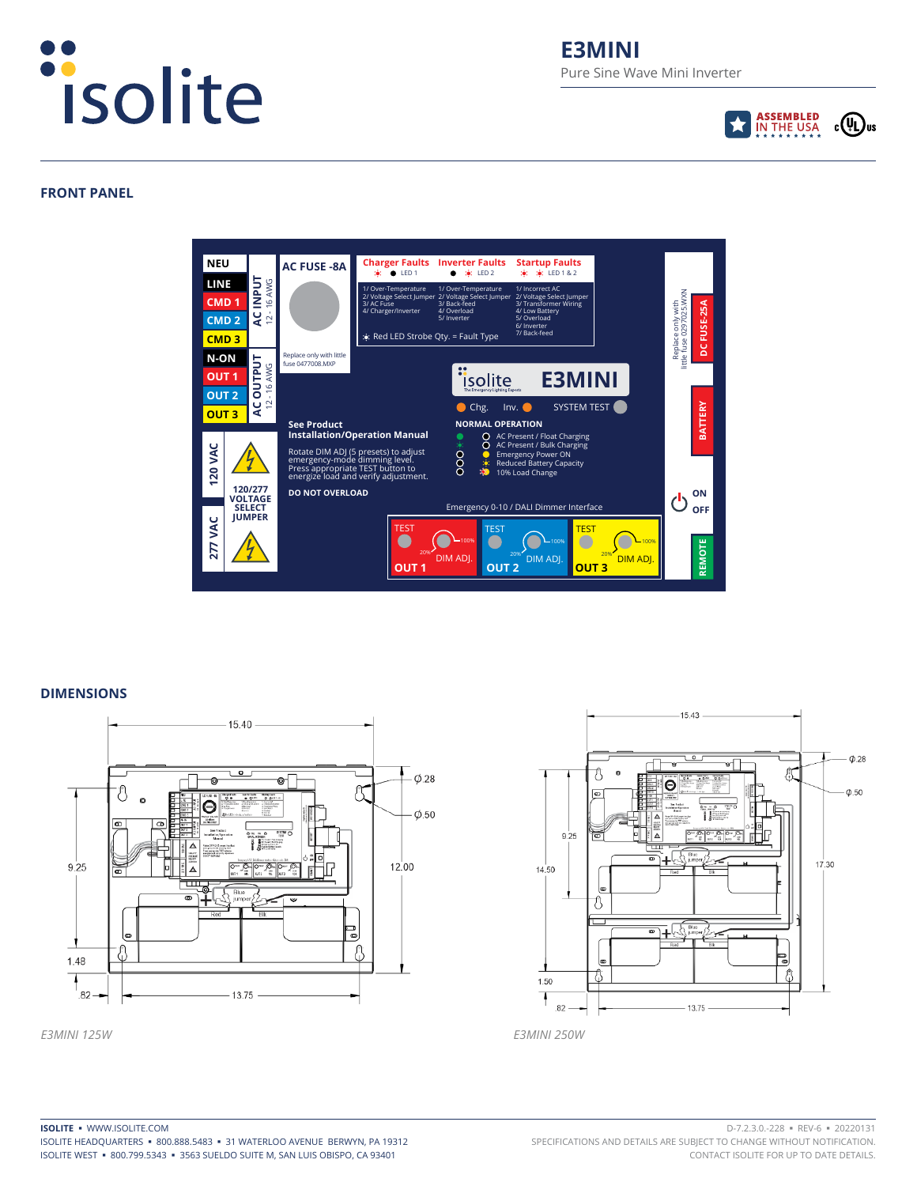# E3MINI

Pure Sine Wave Mini Inverter

ASSEMBLED IN THE USA

## FRONT PANEL

NEU
LINE
CMD 1
CMD 2
CMD 3
AC INPUT 12 - 16 AWG

N-ON
OUT 1
OUT 2
OUT 3
AC OUTPUT 12 - 16 AWG

120 VAC
277 VAC
120/277 VOLTAGE SELECT JUMPER

AC FUSE -8A

Replace only with little fuse 0477008.MXP

| Charger Faults | Inverter Faults | Startup Faults |
|---|---|---|
| LED 1 | LED 2 | LED 1 & 2 |
| 1/ Over-Temperature | 1/ Over-Temperature | 1/ Incorrect AC |
| 2/ Voltage Select Jumper | 2/ Voltage Select Jumper | 2/ Voltage Select Jumper |
| 3/ AC Fuse | 3/ Back-feed | 3/ Transformer Wiring |
| 4/ Charger/Inverter | 4/ Overload | 4/ Low Battery |
| | 5/ Inverter | 5/ Overload |
| | | 6/ Inverter |
| | | 7/ Back-feed |

Red LED Strobe Qty. = Fault Type

isolite The Emergency Lighting Experts E3MINI

Chg. Inv. SYSTEM TEST

**See Product Installation/Operation Manual**

Rotate DIM ADJ (5 presets) to adjust emergency-mode dimming level. Press appropriate TEST button to energize load and verify adjustment.

**DO NOT OVERLOAD**

**NORMAL OPERATION**

- AC Present / Float Charging
- AC Present / Bulk Charging
- Emergency Power ON
- Reduced Battery Capacity
- 10% Load Change

Emergency 0-10 / DALI Dimmer Interface

TEST DIM ADJ. 20% 100% OUT 1
TEST DIM ADJ. 20% 100% OUT 2
TEST DIM ADJ. 20% 100% OUT 3

Replace only with little fuse 0297025.WXN
DC FUSE-25A
BATTERY
ON OFF
REMOTE

## DIMENSIONS

Dimensions: 15.40, 9.25, 12.00, Ø.28, Ø.50, 1.48, .82, 13.75

*E3MINI 125W*

Dimensions: 15.43, 9.25, 14.50, 17.30, Ø.28, Ø.50, 1.50, .82, 13.75

*E3MINI 250W*

**ISOLITE** ▪ WWW.ISOLITE.COM
ISOLITE HEADQUARTERS ▪ 800.888.5483 ▪ 31 WATERLOO AVENUE BERWYN, PA 19312
ISOLITE WEST ▪ 800.799.5343 ▪ 3563 SUELDO SUITE M, SAN LUIS OBISPO, CA 93401

D-7.2.3.0.-228 ▪ REV-6 ▪ 20220131
SPECIFICATIONS AND DETAILS ARE SUBJECT TO CHANGE WITHOUT NOTIFICATION.
CONTACT ISOLITE FOR UP TO DATE DETAILS.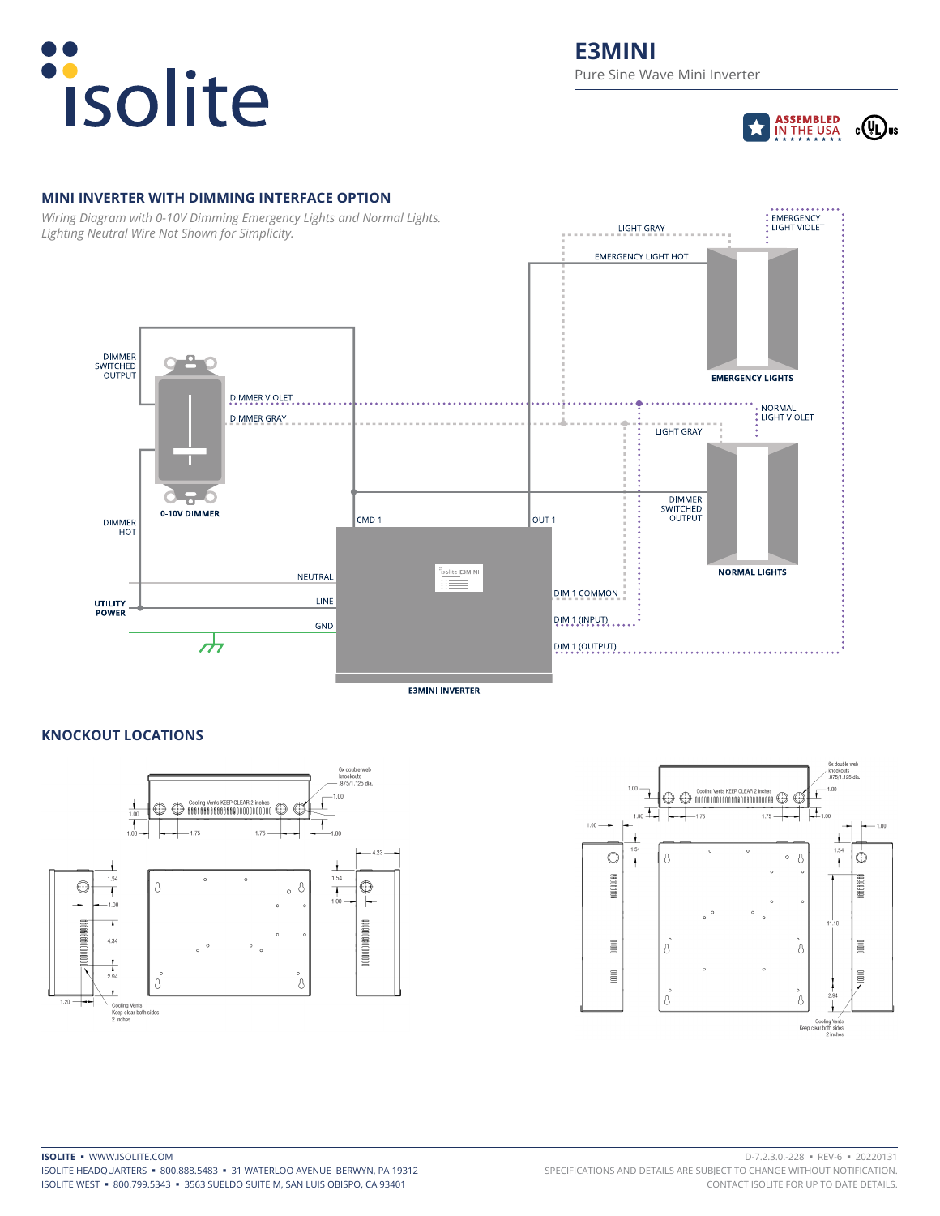# isolite

## E3MINI

Pure Sine Wave Mini Inverter

ASSEMBLED IN THE USA

## MINI INVERTER WITH DIMMING INTERFACE OPTION

*Wiring Diagram with 0-10V Dimming Emergency Lights and Normal Lights. Lighting Neutral Wire Not Shown for Simplicity.*

EMERGENCY LIGHT VIOLET

LIGHT GRAY

EMERGENCY LIGHT HOT

EMERGENCY LIGHTS

DIMMER SWITCHED OUTPUT

DIMMER VIOLET

DIMMER GRAY

NORMAL LIGHT VIOLET

LIGHT GRAY

0-10V DIMMER

DIMMER SWITCHED OUTPUT

DIMMER HOT

CMD 1

OUT 1

NORMAL LIGHTS

NEUTRAL

UTILITY POWER

LINE

GND

DIM 1 COMMON

DIM 1 (INPUT)

DIM 1 (OUTPUT)

E3MINI INVERTER

## KNOCKOUT LOCATIONS

6x double web knockouts .875/1.125 dia.

Cooling Vents KEEP CLEAR 2 inches

1.00 — 1.00 — 1.75 — 1.75 — 1.00 — 1.00

4.23 — 1.54 — 1.00 — 1.54 — 1.00 — 4.34 — 2.94 — 1.20

Cooling Vents Keep clear both sides 2 inches

6x double web knockouts .875/1.125 dia.

Cooling Vents KEEP CLEAR 2 inches

1.00 — 1.00 — 1.00 — 1.75 — 1.75 — 1.00 — 1.00 — 1.00

1.54 — 1.54 — 11.10 — 2.94

Cooling Vents Keep clear both sides 2 inches

**ISOLITE** ▪ WWW.ISOLITE.COM
ISOLITE HEADQUARTERS ▪ 800.888.5483 ▪ 31 WATERLOO AVENUE BERWYN, PA 19312
ISOLITE WEST ▪ 800.799.5343 ▪ 3563 SUELDO SUITE M, SAN LUIS OBISPO, CA 93401

D-7.2.3.0.-228 ▪ REV-6 ▪ 20220131
SPECIFICATIONS AND DETAILS ARE SUBJECT TO CHANGE WITHOUT NOTIFICATION.
CONTACT ISOLITE FOR UP TO DATE DETAILS.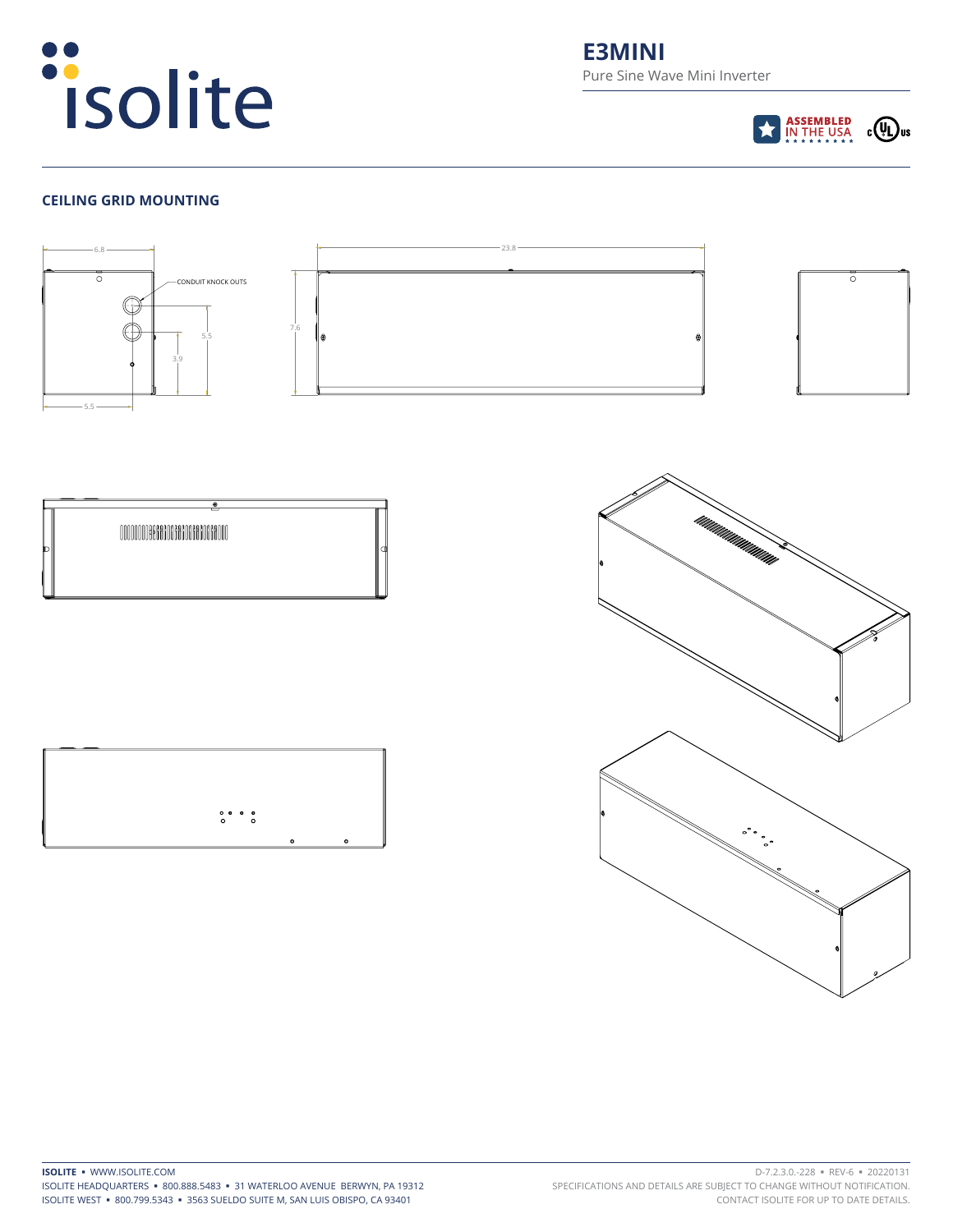# E3MINI

Pure Sine Wave Mini Inverter

ASSEMBLED IN THE USA

## CEILING GRID MOUNTING

6.8

CONDUIT KNOCK OUTS

5.5

3.9

5.5

23.8

7.6

**ISOLITE** ▪ WWW.ISOLITE.COM
ISOLITE HEADQUARTERS ▪ 800.888.5483 ▪ 31 WATERLOO AVENUE BERWYN, PA 19312
ISOLITE WEST ▪ 800.799.5343 ▪ 3563 SUELDO SUITE M, SAN LUIS OBISPO, CA 93401

D-7.2.3.0.-228 ▪ REV-6 ▪ 20220131
SPECIFICATIONS AND DETAILS ARE SUBJECT TO CHANGE WITHOUT NOTIFICATION.
CONTACT ISOLITE FOR UP TO DATE DETAILS.